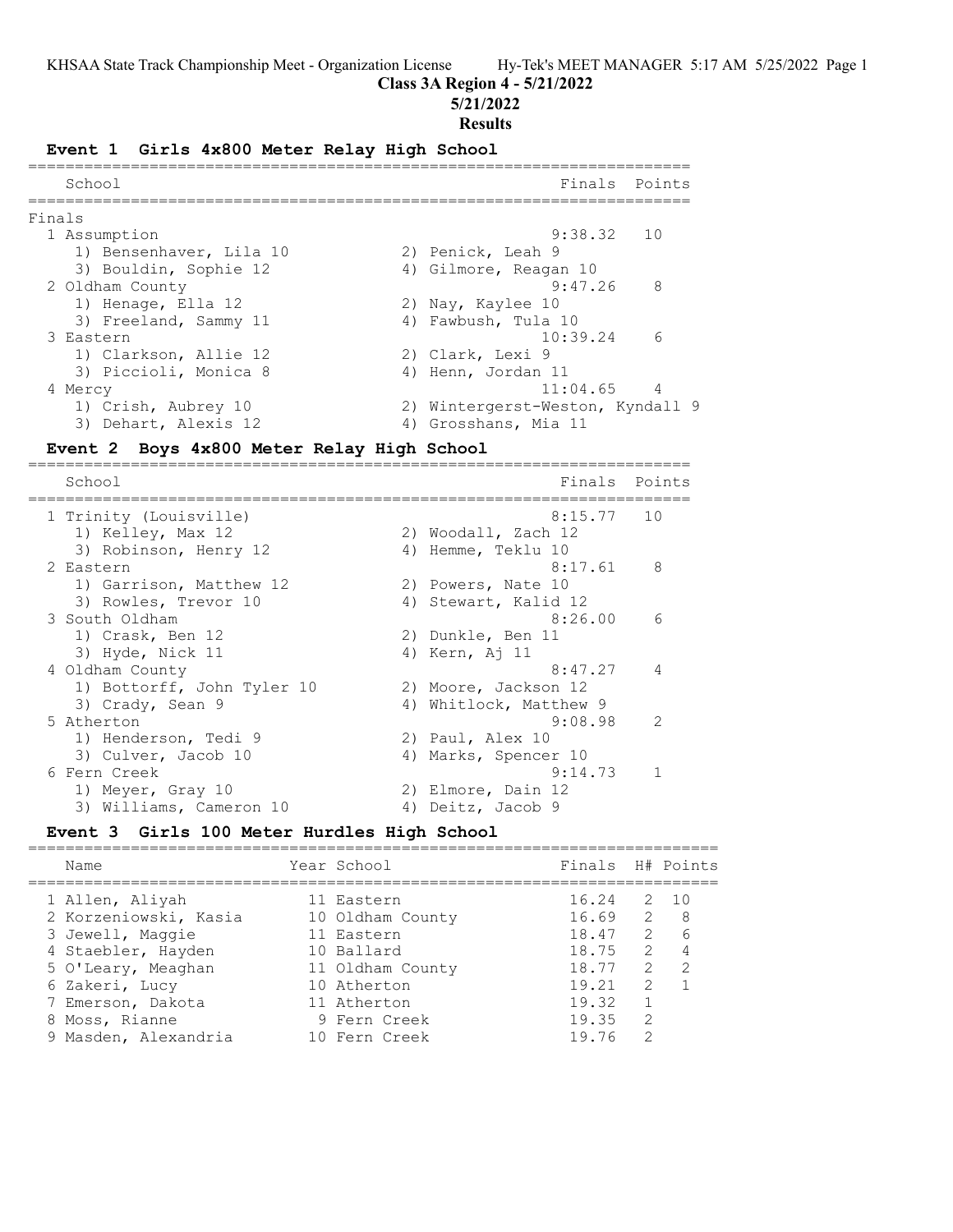KHSAA State Track Championship Meet - Organization License Hy-Tek's MEET MANAGER 5:17 AM 5/25/2022 Page 1

**Class 3A Region 4 - 5/21/2022**

**5/21/2022**

**Results**

## Event 1 Girls 4x800 Meter Relay High School

Finals

| Place | School | Finals | Points |
|---|---|---|---|
| 1 | Assumption | 9:38.32 | 10 |
| | 1) Bensenhaver, Lila 10; 2) Penick, Leah 9; 3) Bouldin, Sophie 12; 4) Gilmore, Reagan 10 | | |
| 2 | Oldham County | 9:47.26 | 8 |
| | 1) Henage, Ella 12; 2) Nay, Kaylee 10; 3) Freeland, Sammy 11; 4) Fawbush, Tula 10 | | |
| 3 | Eastern | 10:39.24 | 6 |
| | 1) Clarkson, Allie 12; 2) Clark, Lexi 9; 3) Piccioli, Monica 8; 4) Henn, Jordan 11 | | |
| 4 | Mercy | 11:04.65 | 4 |
| | 1) Crish, Aubrey 10; 2) Wintergerst-Weston, Kyndall 9; 3) Dehart, Alexis 12; 4) Grosshans, Mia 11 | | |

## Event 2 Boys 4x800 Meter Relay High School

| Place | School | Finals | Points |
|---|---|---|---|
| 1 | Trinity (Louisville) | 8:15.77 | 10 |
| | 1) Kelley, Max 12; 2) Woodall, Zach 12; 3) Robinson, Henry 12; 4) Hemme, Teklu 10 | | |
| 2 | Eastern | 8:17.61 | 8 |
| | 1) Garrison, Matthew 12; 2) Powers, Nate 10; 3) Rowles, Trevor 10; 4) Stewart, Kalid 12 | | |
| 3 | South Oldham | 8:26.00 | 6 |
| | 1) Crask, Ben 12; 2) Dunkle, Ben 11; 3) Hyde, Nick 11; 4) Kern, Aj 11 | | |
| 4 | Oldham County | 8:47.27 | 4 |
| | 1) Bottorff, John Tyler 10; 2) Moore, Jackson 12; 3) Crady, Sean 9; 4) Whitlock, Matthew 9 | | |
| 5 | Atherton | 9:08.98 | 2 |
| | 1) Henderson, Tedi 9; 2) Paul, Alex 10; 3) Culver, Jacob 10; 4) Marks, Spencer 10 | | |
| 6 | Fern Creek | 9:14.73 | 1 |
| | 1) Meyer, Gray 10; 2) Elmore, Dain 12; 3) Williams, Cameron 10; 4) Deitz, Jacob 9 | | |

## Event 3 Girls 100 Meter Hurdles High School

| Place | Name | Year | School | Finals | H# | Points |
|---|---|---|---|---|---|---|
| 1 | Allen, Aliyah | 11 | Eastern | 16.24 | 2 | 10 |
| 2 | Korzeniowski, Kasia | 10 | Oldham County | 16.69 | 2 | 8 |
| 3 | Jewell, Maggie | 11 | Eastern | 18.47 | 2 | 6 |
| 4 | Staebler, Hayden | 10 | Ballard | 18.75 | 2 | 4 |
| 5 | O'Leary, Meaghan | 11 | Oldham County | 18.77 | 2 | 2 |
| 6 | Zakeri, Lucy | 10 | Atherton | 19.21 | 2 | 1 |
| 7 | Emerson, Dakota | 11 | Atherton | 19.32 | 1 | |
| 8 | Moss, Rianne | 9 | Fern Creek | 19.35 | 2 | |
| 9 | Masden, Alexandria | 10 | Fern Creek | 19.76 | 2 | |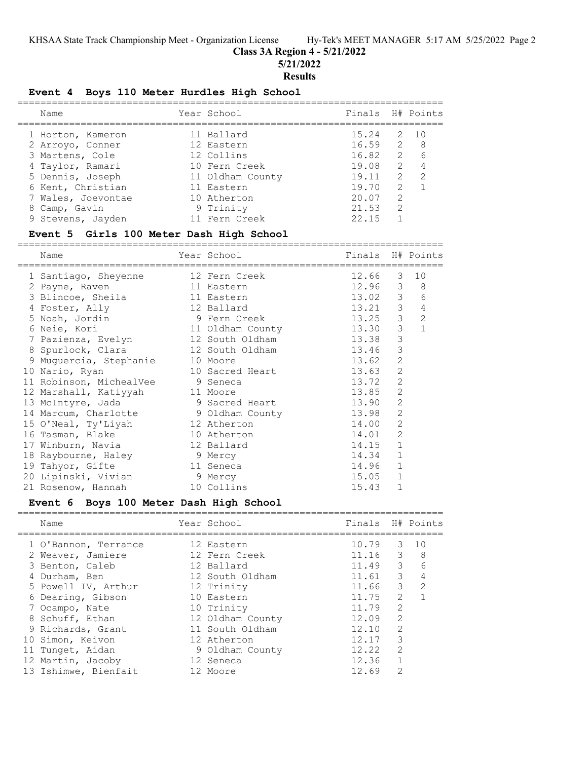# Class 3A Region 4 - 5/21/2022

## 5/21/2022

## Results

### Event 4 Boys 110 Meter Hurdles High School

| | Name | Year | School | Finals | H# | Points |
|---|---|---|---|---|---|---|
| 1 | Horton, Kameron | 11 | Ballard | 15.24 | 2 | 10 |
| 2 | Arroyo, Conner | 12 | Eastern | 16.59 | 2 | 8 |
| 3 | Martens, Cole | 12 | Collins | 16.82 | 2 | 6 |
| 4 | Taylor, Ramari | 10 | Fern Creek | 19.08 | 2 | 4 |
| 5 | Dennis, Joseph | 11 | Oldham County | 19.11 | 2 | 2 |
| 6 | Kent, Christian | 11 | Eastern | 19.70 | 2 | 1 |
| 7 | Wales, Joevontae | 10 | Atherton | 20.07 | 2 | |
| 8 | Camp, Gavin | 9 | Trinity | 21.53 | 2 | |
| 9 | Stevens, Jayden | 11 | Fern Creek | 22.15 | 1 | |

### Event 5 Girls 100 Meter Dash High School

| | Name | Year | School | Finals | H# | Points |
|---|---|---|---|---|---|---|
| 1 | Santiago, Sheyenne | 12 | Fern Creek | 12.66 | 3 | 10 |
| 2 | Payne, Raven | 11 | Eastern | 12.96 | 3 | 8 |
| 3 | Blincoe, Sheila | 11 | Eastern | 13.02 | 3 | 6 |
| 4 | Foster, Ally | 12 | Ballard | 13.21 | 3 | 4 |
| 5 | Noah, Jordin | 9 | Fern Creek | 13.25 | 3 | 2 |
| 6 | Neie, Kori | 11 | Oldham County | 13.30 | 3 | 1 |
| 7 | Pazienza, Evelyn | 12 | South Oldham | 13.38 | 3 | |
| 8 | Spurlock, Clara | 12 | South Oldham | 13.46 | 3 | |
| 9 | Muguercia, Stephanie | 10 | Moore | 13.62 | 2 | |
| 10 | Nario, Ryan | 10 | Sacred Heart | 13.63 | 2 | |
| 11 | Robinson, MichealVee | 9 | Seneca | 13.72 | 2 | |
| 12 | Marshall, Katiyyah | 11 | Moore | 13.85 | 2 | |
| 13 | McIntyre, Jada | 9 | Sacred Heart | 13.90 | 2 | |
| 14 | Marcum, Charlotte | 9 | Oldham County | 13.98 | 2 | |
| 15 | O'Neal, Ty'Liyah | 12 | Atherton | 14.00 | 2 | |
| 16 | Tasman, Blake | 10 | Atherton | 14.01 | 2 | |
| 17 | Winburn, Navia | 12 | Ballard | 14.15 | 1 | |
| 18 | Raybourne, Haley | 9 | Mercy | 14.34 | 1 | |
| 19 | Tahyor, Gifte | 11 | Seneca | 14.96 | 1 | |
| 20 | Lipinski, Vivian | 9 | Mercy | 15.05 | 1 | |
| 21 | Rosenow, Hannah | 10 | Collins | 15.43 | 1 | |

### Event 6 Boys 100 Meter Dash High School

| | Name | Year | School | Finals | H# | Points |
|---|---|---|---|---|---|---|
| 1 | O'Bannon, Terrance | 12 | Eastern | 10.79 | 3 | 10 |
| 2 | Weaver, Jamiere | 12 | Fern Creek | 11.16 | 3 | 8 |
| 3 | Benton, Caleb | 12 | Ballard | 11.49 | 3 | 6 |
| 4 | Durham, Ben | 12 | South Oldham | 11.61 | 3 | 4 |
| 5 | Powell IV, Arthur | 12 | Trinity | 11.66 | 3 | 2 |
| 6 | Dearing, Gibson | 10 | Eastern | 11.75 | 2 | 1 |
| 7 | Ocampo, Nate | 10 | Trinity | 11.79 | 2 | |
| 8 | Schuff, Ethan | 12 | Oldham County | 12.09 | 2 | |
| 9 | Richards, Grant | 11 | South Oldham | 12.10 | 2 | |
| 10 | Simon, Keivon | 12 | Atherton | 12.17 | 3 | |
| 11 | Tunget, Aidan | 9 | Oldham County | 12.22 | 2 | |
| 12 | Martin, Jacoby | 12 | Seneca | 12.36 | 1 | |
| 13 | Ishimwe, Bienfait | 12 | Moore | 12.69 | 2 | |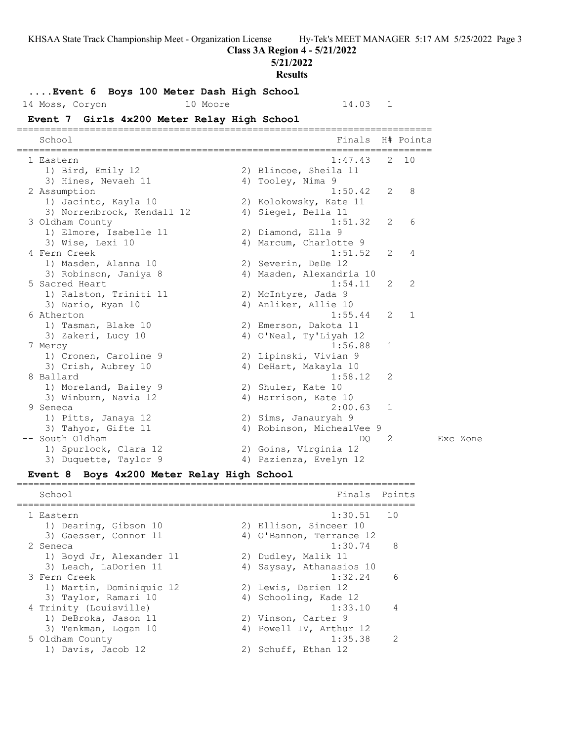## Class 3A Region 4 - 5/21/2022

### 5/21/2022

### Results

### ....Event 6 Boys 100 Meter Dash High School

| | Name | Yr | School | Finals | H# |
|---|---|---|---|---|---|
| 14 | Moss, Coryon | 10 | Moore | 14.03 | 1 |

### Event 7 Girls 4x200 Meter Relay High School

| | School | Finals | H# | Points | |
|---|---|---|---|---|---|
| 1 | Eastern | 1:47.43 | 2 | 10 | |
| | 1) Bird, Emily 12; 2) Blincoe, Sheila 11; 3) Hines, Nevaeh 11; 4) Tooley, Nima 9 | | | | |
| 2 | Assumption | 1:50.42 | 2 | 8 | |
| | 1) Jacinto, Kayla 10; 2) Kolokowsky, Kate 11; 3) Norrenbrock, Kendall 12; 4) Siegel, Bella 11 | | | | |
| 3 | Oldham County | 1:51.32 | 2 | 6 | |
| | 1) Elmore, Isabelle 11; 2) Diamond, Ella 9; 3) Wise, Lexi 10; 4) Marcum, Charlotte 9 | | | | |
| 4 | Fern Creek | 1:51.52 | 2 | 4 | |
| | 1) Masden, Alanna 10; 2) Severin, DeDe 12; 3) Robinson, Janiya 8; 4) Masden, Alexandria 10 | | | | |
| 5 | Sacred Heart | 1:54.11 | 2 | 2 | |
| | 1) Ralston, Triniti 11; 2) McIntyre, Jada 9; 3) Nario, Ryan 10; 4) Anliker, Allie 10 | | | | |
| 6 | Atherton | 1:55.44 | 2 | 1 | |
| | 1) Tasman, Blake 10; 2) Emerson, Dakota 11; 3) Zakeri, Lucy 10; 4) O'Neal, Ty'Liyah 12 | | | | |
| 7 | Mercy | 1:56.88 | 1 | | |
| | 1) Cronen, Caroline 9; 2) Lipinski, Vivian 9; 3) Crish, Aubrey 10; 4) DeHart, Makayla 10 | | | | |
| 8 | Ballard | 1:58.12 | 2 | | |
| | 1) Moreland, Bailey 9; 2) Shuler, Kate 10; 3) Winburn, Navia 12; 4) Harrison, Kate 10 | | | | |
| 9 | Seneca | 2:00.63 | 1 | | |
| | 1) Pitts, Janaya 12; 2) Sims, Janauryah 9; 3) Tahyor, Gifte 11; 4) Robinson, MichealVee 9 | | | | |
| -- | South Oldham | DQ | 2 | | Exc Zone |
| | 1) Spurlock, Clara 12; 2) Goins, Virginia 12; 3) Duquette, Taylor 9; 4) Pazienza, Evelyn 12 | | | | |

### Event 8 Boys 4x200 Meter Relay High School

| | School | Finals | Points |
|---|---|---|---|
| 1 | Eastern | 1:30.51 | 10 |
| | 1) Dearing, Gibson 10; 2) Ellison, Sinceer 10; 3) Gaesser, Connor 11; 4) O'Bannon, Terrance 12 | | |
| 2 | Seneca | 1:30.74 | 8 |
| | 1) Boyd Jr, Alexander 11; 2) Dudley, Malik 11; 3) Leach, LaDorien 11; 4) Saysay, Athanasios 10 | | |
| 3 | Fern Creek | 1:32.24 | 6 |
| | 1) Martin, Dominiquic 12; 2) Lewis, Darien 12; 3) Taylor, Ramari 10; 4) Schooling, Kade 12 | | |
| 4 | Trinity (Louisville) | 1:33.10 | 4 |
| | 1) DeBroka, Jason 11; 2) Vinson, Carter 9; 3) Tenkman, Logan 10; 4) Powell IV, Arthur 12 | | |
| 5 | Oldham County | 1:35.38 | 2 |
| | 1) Davis, Jacob 12; 2) Schuff, Ethan 12 | | |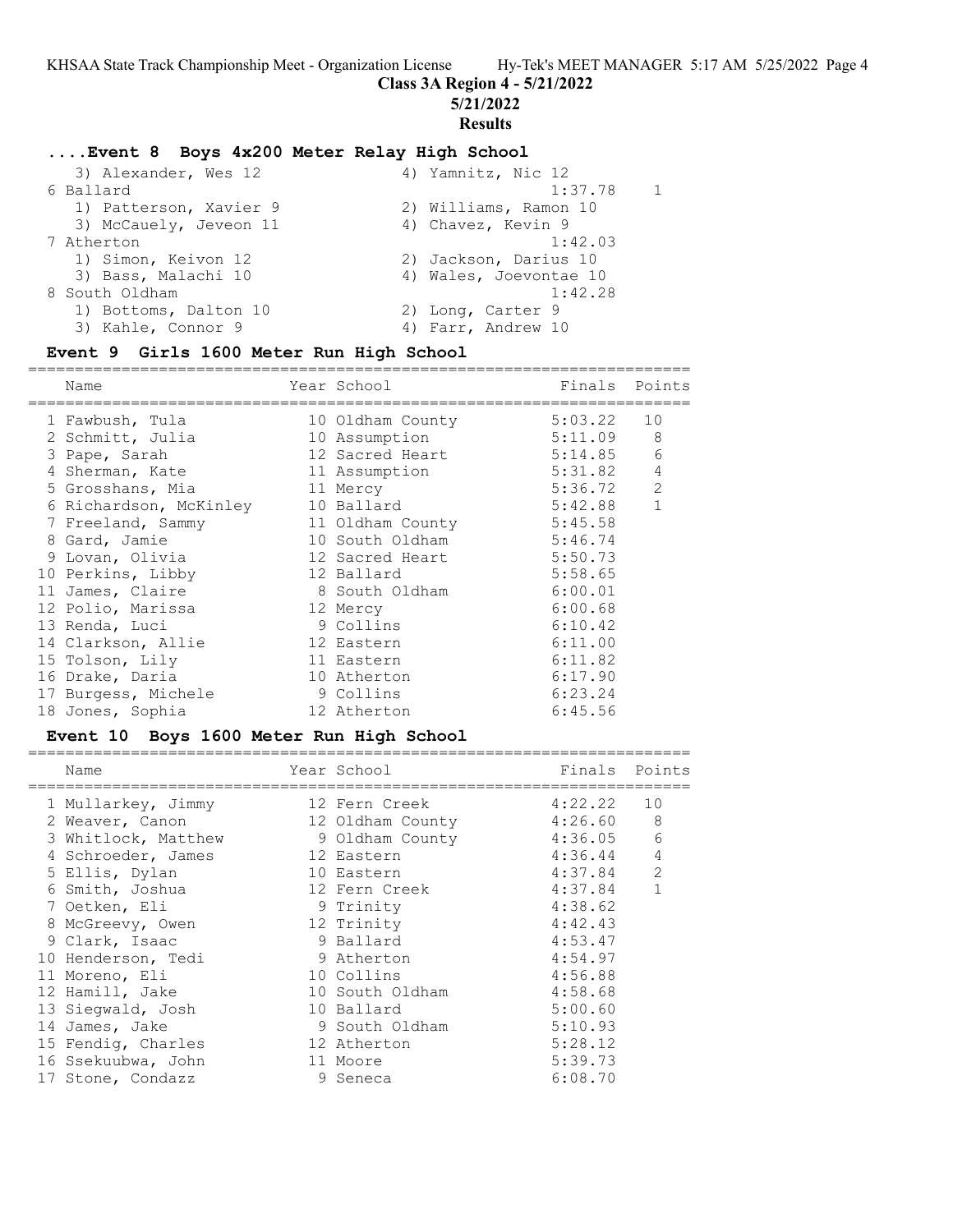# Class 3A Region 4 - 5/21/2022

5/21/2022

**Results**

### ....Event 8 Boys 4x200 Meter Relay High School

| Place | Team | Finals | Points |
|---|---|---|---|
| | 3) Alexander, Wes 12 — 4) Yamnitz, Nic 12 | | |
| 6 | Ballard | 1:37.78 | 1 |
| | 1) Patterson, Xavier 9 — 2) Williams, Ramon 10 | | |
| | 3) McCauely, Jeveon 11 — 4) Chavez, Kevin 9 | | |
| 7 | Atherton | 1:42.03 | |
| | 1) Simon, Keivon 12 — 2) Jackson, Darius 10 | | |
| | 3) Bass, Malachi 10 — 4) Wales, Joevontae 10 | | |
| 8 | South Oldham | 1:42.28 | |
| | 1) Bottoms, Dalton 10 — 2) Long, Carter 9 | | |
| | 3) Kahle, Connor 9 — 4) Farr, Andrew 10 | | |

### Event 9 Girls 1600 Meter Run High School

| | Name | Year | School | Finals | Points |
|---|---|---|---|---|---|
| 1 | Fawbush, Tula | 10 | Oldham County | 5:03.22 | 10 |
| 2 | Schmitt, Julia | 10 | Assumption | 5:11.09 | 8 |
| 3 | Pape, Sarah | 12 | Sacred Heart | 5:14.85 | 6 |
| 4 | Sherman, Kate | 11 | Assumption | 5:31.82 | 4 |
| 5 | Grosshans, Mia | 11 | Mercy | 5:36.72 | 2 |
| 6 | Richardson, McKinley | 10 | Ballard | 5:42.88 | 1 |
| 7 | Freeland, Sammy | 11 | Oldham County | 5:45.58 | |
| 8 | Gard, Jamie | 10 | South Oldham | 5:46.74 | |
| 9 | Lovan, Olivia | 12 | Sacred Heart | 5:50.73 | |
| 10 | Perkins, Libby | 12 | Ballard | 5:58.65 | |
| 11 | James, Claire | 8 | South Oldham | 6:00.01 | |
| 12 | Polio, Marissa | 12 | Mercy | 6:00.68 | |
| 13 | Renda, Luci | 9 | Collins | 6:10.42 | |
| 14 | Clarkson, Allie | 12 | Eastern | 6:11.00 | |
| 15 | Tolson, Lily | 11 | Eastern | 6:11.82 | |
| 16 | Drake, Daria | 10 | Atherton | 6:17.90 | |
| 17 | Burgess, Michele | 9 | Collins | 6:23.24 | |
| 18 | Jones, Sophia | 12 | Atherton | 6:45.56 | |

### Event 10 Boys 1600 Meter Run High School

| | Name | Year | School | Finals | Points |
|---|---|---|---|---|---|
| 1 | Mullarkey, Jimmy | 12 | Fern Creek | 4:22.22 | 10 |
| 2 | Weaver, Canon | 12 | Oldham County | 4:26.60 | 8 |
| 3 | Whitlock, Matthew | 9 | Oldham County | 4:36.05 | 6 |
| 4 | Schroeder, James | 12 | Eastern | 4:36.44 | 4 |
| 5 | Ellis, Dylan | 10 | Eastern | 4:37.84 | 2 |
| 6 | Smith, Joshua | 12 | Fern Creek | 4:37.84 | 1 |
| 7 | Oetken, Eli | 9 | Trinity | 4:38.62 | |
| 8 | McGreevy, Owen | 12 | Trinity | 4:42.43 | |
| 9 | Clark, Isaac | 9 | Ballard | 4:53.47 | |
| 10 | Henderson, Tedi | 9 | Atherton | 4:54.97 | |
| 11 | Moreno, Eli | 10 | Collins | 4:56.88 | |
| 12 | Hamill, Jake | 10 | South Oldham | 4:58.68 | |
| 13 | Siegwald, Josh | 10 | Ballard | 5:00.60 | |
| 14 | James, Jake | 9 | South Oldham | 5:10.93 | |
| 15 | Fendig, Charles | 12 | Atherton | 5:28.12 | |
| 16 | Ssekuubwa, John | 11 | Moore | 5:39.73 | |
| 17 | Stone, Condazz | 9 | Seneca | 6:08.70 | |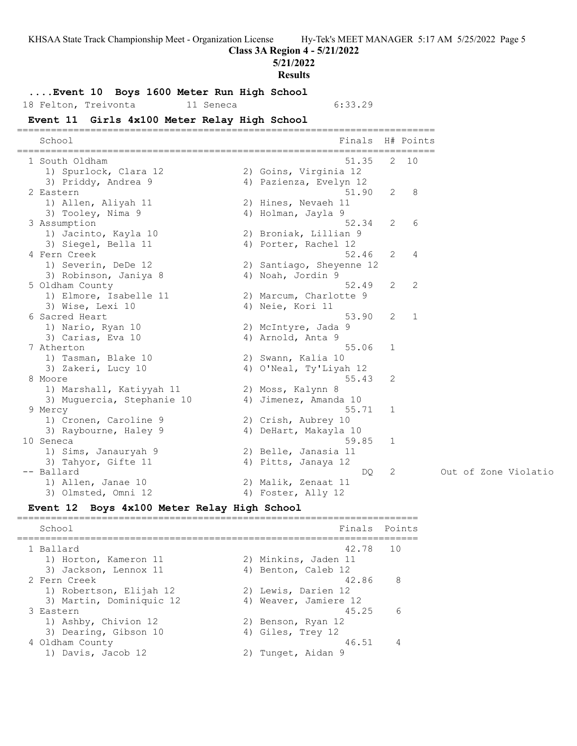Class 3A Region 4 - 5/21/2022

5/21/2022

**Results**

### ....Event 10 Boys 1600 Meter Run High School

| Place | Name | Year | School | Finals |
|---|---|---|---|---|
| 18 | Felton, Treivonta | 11 | Seneca | 6:33.29 |

### Event 11 Girls 4x100 Meter Relay High School

| Place | School | Finals | H# | Points | Note |
|---|---|---|---|---|---|
| 1 | South Oldham | 51.35 | 2 | 10 | |
| | 1) Spurlock, Clara 12; 2) Goins, Virginia 12; 3) Priddy, Andrea 9; 4) Pazienza, Evelyn 12 | | | | |
| 2 | Eastern | 51.90 | 2 | 8 | |
| | 1) Allen, Aliyah 11; 2) Hines, Nevaeh 11; 3) Tooley, Nima 9; 4) Holman, Jayla 9 | | | | |
| 3 | Assumption | 52.34 | 2 | 6 | |
| | 1) Jacinto, Kayla 10; 2) Broniak, Lillian 9; 3) Siegel, Bella 11; 4) Porter, Rachel 12 | | | | |
| 4 | Fern Creek | 52.46 | 2 | 4 | |
| | 1) Severin, DeDe 12; 2) Santiago, Sheyenne 12; 3) Robinson, Janiya 8; 4) Noah, Jordin 9 | | | | |
| 5 | Oldham County | 52.49 | 2 | 2 | |
| | 1) Elmore, Isabelle 11; 2) Marcum, Charlotte 9; 3) Wise, Lexi 10; 4) Neie, Kori 11 | | | | |
| 6 | Sacred Heart | 53.90 | 2 | 1 | |
| | 1) Nario, Ryan 10; 2) McIntyre, Jada 9; 3) Carias, Eva 10; 4) Arnold, Anta 9 | | | | |
| 7 | Atherton | 55.06 | 1 | | |
| | 1) Tasman, Blake 10; 2) Swann, Kalia 10; 3) Zakeri, Lucy 10; 4) O'Neal, Ty'Liyah 12 | | | | |
| 8 | Moore | 55.43 | 2 | | |
| | 1) Marshall, Katiyyah 11; 2) Moss, Kalynn 8; 3) Muguercia, Stephanie 10; 4) Jimenez, Amanda 10 | | | | |
| 9 | Mercy | 55.71 | 1 | | |
| | 1) Cronen, Caroline 9; 2) Crish, Aubrey 10; 3) Raybourne, Haley 9; 4) DeHart, Makayla 10 | | | | |
| 10 | Seneca | 59.85 | 1 | | |
| | 1) Sims, Janauryah 9; 2) Belle, Janasia 11; 3) Tahyor, Gifte 11; 4) Pitts, Janaya 12 | | | | |
| -- | Ballard | DQ | 2 | | Out of Zone Violatio |
| | 1) Allen, Janae 10; 2) Malik, Zenaat 11; 3) Olmsted, Omni 12; 4) Foster, Ally 12 | | | | |

### Event 12 Boys 4x100 Meter Relay High School

| Place | School | Finals | Points |
|---|---|---|---|
| 1 | Ballard | 42.78 | 10 |
| | 1) Horton, Kameron 11; 2) Minkins, Jaden 11; 3) Jackson, Lennox 11; 4) Benton, Caleb 12 | | |
| 2 | Fern Creek | 42.86 | 8 |
| | 1) Robertson, Elijah 12; 2) Lewis, Darien 12; 3) Martin, Dominiquic 12; 4) Weaver, Jamiere 12 | | |
| 3 | Eastern | 45.25 | 6 |
| | 1) Ashby, Chivion 12; 2) Benson, Ryan 12; 3) Dearing, Gibson 10; 4) Giles, Trey 12 | | |
| 4 | Oldham County | 46.51 | 4 |
| | 1) Davis, Jacob 12; 2) Tunget, Aidan 9 | | |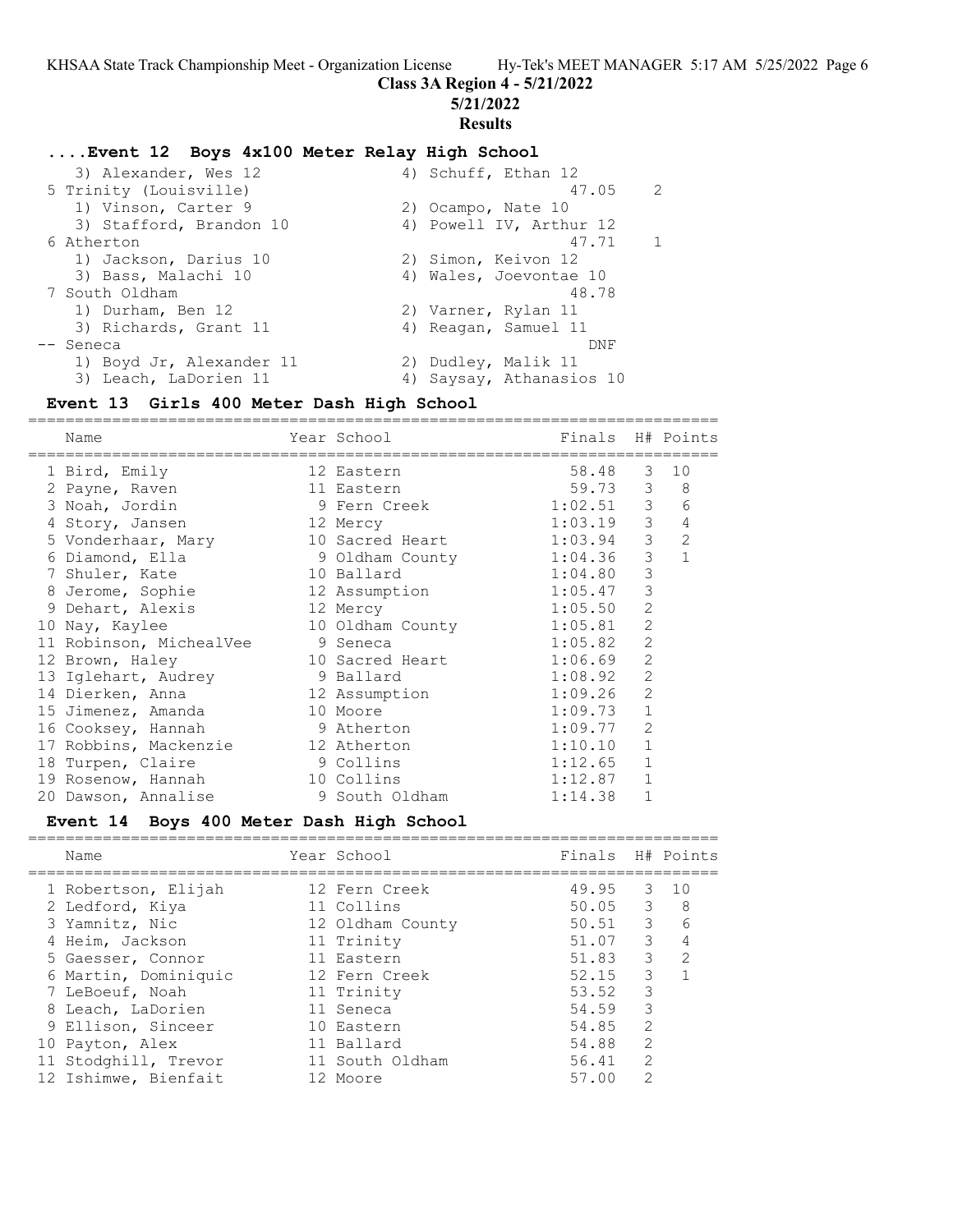Class 3A Region 4 - 5/21/2022

5/21/2022

**Results**

### ....Event 12 Boys 4x100 Meter Relay High School

|  |  |  |  |
|---|---|---|---|
| 3) Alexander, Wes 12 | 4) Schuff, Ethan 12 | | |
| 5 Trinity (Louisville) | | 47.05 | 2 |
| 1) Vinson, Carter 9 | 2) Ocampo, Nate 10 | | |
| 3) Stafford, Brandon 10 | 4) Powell IV, Arthur 12 | | |
| 6 Atherton | | 47.71 | 1 |
| 1) Jackson, Darius 10 | 2) Simon, Keivon 12 | | |
| 3) Bass, Malachi 10 | 4) Wales, Joevontae 10 | | |
| 7 South Oldham | | 48.78 | |
| 1) Durham, Ben 12 | 2) Varner, Rylan 11 | | |
| 3) Richards, Grant 11 | 4) Reagan, Samuel 11 | | |
| -- Seneca | | DNF | |
| 1) Boyd Jr, Alexander 11 | 2) Dudley, Malik 11 | | |
| 3) Leach, LaDorien 11 | 4) Saysay, Athanasios 10 | | |

### Event 13 Girls 400 Meter Dash High School

| | Name | Year | School | Finals | H# | Points |
|---|---|---|---|---|---|---|
| 1 | Bird, Emily | 12 | Eastern | 58.48 | 3 | 10 |
| 2 | Payne, Raven | 11 | Eastern | 59.73 | 3 | 8 |
| 3 | Noah, Jordin | 9 | Fern Creek | 1:02.51 | 3 | 6 |
| 4 | Story, Jansen | 12 | Mercy | 1:03.19 | 3 | 4 |
| 5 | Vonderhaar, Mary | 10 | Sacred Heart | 1:03.94 | 3 | 2 |
| 6 | Diamond, Ella | 9 | Oldham County | 1:04.36 | 3 | 1 |
| 7 | Shuler, Kate | 10 | Ballard | 1:04.80 | 3 | |
| 8 | Jerome, Sophie | 12 | Assumption | 1:05.47 | 3 | |
| 9 | Dehart, Alexis | 12 | Mercy | 1:05.50 | 2 | |
| 10 | Nay, Kaylee | 10 | Oldham County | 1:05.81 | 2 | |
| 11 | Robinson, MichealVee | 9 | Seneca | 1:05.82 | 2 | |
| 12 | Brown, Haley | 10 | Sacred Heart | 1:06.69 | 2 | |
| 13 | Iglehart, Audrey | 9 | Ballard | 1:08.92 | 2 | |
| 14 | Dierken, Anna | 12 | Assumption | 1:09.26 | 2 | |
| 15 | Jimenez, Amanda | 10 | Moore | 1:09.73 | 1 | |
| 16 | Cooksey, Hannah | 9 | Atherton | 1:09.77 | 2 | |
| 17 | Robbins, Mackenzie | 12 | Atherton | 1:10.10 | 1 | |
| 18 | Turpen, Claire | 9 | Collins | 1:12.65 | 1 | |
| 19 | Rosenow, Hannah | 10 | Collins | 1:12.87 | 1 | |
| 20 | Dawson, Annalise | 9 | South Oldham | 1:14.38 | 1 | |

### Event 14 Boys 400 Meter Dash High School

| | Name | Year | School | Finals | H# | Points |
|---|---|---|---|---|---|---|
| 1 | Robertson, Elijah | 12 | Fern Creek | 49.95 | 3 | 10 |
| 2 | Ledford, Kiya | 11 | Collins | 50.05 | 3 | 8 |
| 3 | Yamnitz, Nic | 12 | Oldham County | 50.51 | 3 | 6 |
| 4 | Heim, Jackson | 11 | Trinity | 51.07 | 3 | 4 |
| 5 | Gaesser, Connor | 11 | Eastern | 51.83 | 3 | 2 |
| 6 | Martin, Dominiquic | 12 | Fern Creek | 52.15 | 3 | 1 |
| 7 | LeBoeuf, Noah | 11 | Trinity | 53.52 | 3 | |
| 8 | Leach, LaDorien | 11 | Seneca | 54.59 | 3 | |
| 9 | Ellison, Sinceer | 10 | Eastern | 54.85 | 2 | |
| 10 | Payton, Alex | 11 | Ballard | 54.88 | 2 | |
| 11 | Stodghill, Trevor | 11 | South Oldham | 56.41 | 2 | |
| 12 | Ishimwe, Bienfait | 12 | Moore | 57.00 | 2 | |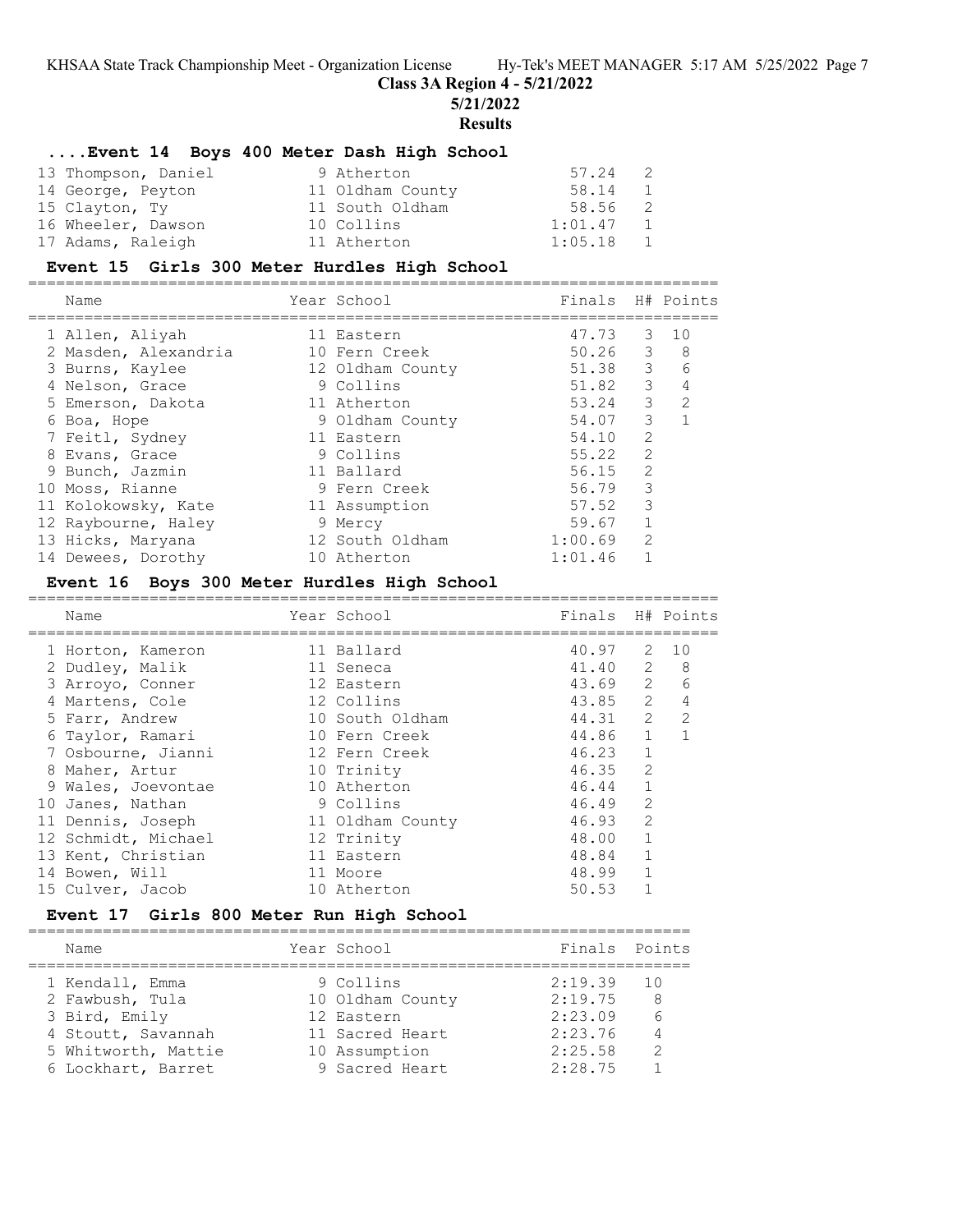## Class 3A Region 4 - 5/21/2022

## 5/21/2022

## Results

### ....Event 14 Boys 400 Meter Dash High School

| Name | Year | School | Finals | H# |
|---|---|---|---|---|
| 13 Thompson, Daniel | 9 | Atherton | 57.24 | 2 |
| 14 George, Peyton | 11 | Oldham County | 58.14 | 1 |
| 15 Clayton, Ty | 11 | South Oldham | 58.56 | 2 |
| 16 Wheeler, Dawson | 10 | Collins | 1:01.47 | 1 |
| 17 Adams, Raleigh | 11 | Atherton | 1:05.18 | 1 |

### Event 15 Girls 300 Meter Hurdles High School

| Name | Year | School | Finals | H# | Points |
|---|---|---|---|---|---|
| 1 Allen, Aliyah | 11 | Eastern | 47.73 | 3 | 10 |
| 2 Masden, Alexandria | 10 | Fern Creek | 50.26 | 3 | 8 |
| 3 Burns, Kaylee | 12 | Oldham County | 51.38 | 3 | 6 |
| 4 Nelson, Grace | 9 | Collins | 51.82 | 3 | 4 |
| 5 Emerson, Dakota | 11 | Atherton | 53.24 | 3 | 2 |
| 6 Boa, Hope | 9 | Oldham County | 54.07 | 3 | 1 |
| 7 Feitl, Sydney | 11 | Eastern | 54.10 | 2 | |
| 8 Evans, Grace | 9 | Collins | 55.22 | 2 | |
| 9 Bunch, Jazmin | 11 | Ballard | 56.15 | 2 | |
| 10 Moss, Rianne | 9 | Fern Creek | 56.79 | 3 | |
| 11 Kolokowsky, Kate | 11 | Assumption | 57.52 | 3 | |
| 12 Raybourne, Haley | 9 | Mercy | 59.67 | 1 | |
| 13 Hicks, Maryana | 12 | South Oldham | 1:00.69 | 2 | |
| 14 Dewees, Dorothy | 10 | Atherton | 1:01.46 | 1 | |

### Event 16 Boys 300 Meter Hurdles High School

| Name | Year | School | Finals | H# | Points |
|---|---|---|---|---|---|
| 1 Horton, Kameron | 11 | Ballard | 40.97 | 2 | 10 |
| 2 Dudley, Malik | 11 | Seneca | 41.40 | 2 | 8 |
| 3 Arroyo, Conner | 12 | Eastern | 43.69 | 2 | 6 |
| 4 Martens, Cole | 12 | Collins | 43.85 | 2 | 4 |
| 5 Farr, Andrew | 10 | South Oldham | 44.31 | 2 | 2 |
| 6 Taylor, Ramari | 10 | Fern Creek | 44.86 | 1 | 1 |
| 7 Osbourne, Jianni | 12 | Fern Creek | 46.23 | 1 | |
| 8 Maher, Artur | 10 | Trinity | 46.35 | 2 | |
| 9 Wales, Joevontae | 10 | Atherton | 46.44 | 1 | |
| 10 Janes, Nathan | 9 | Collins | 46.49 | 2 | |
| 11 Dennis, Joseph | 11 | Oldham County | 46.93 | 2 | |
| 12 Schmidt, Michael | 12 | Trinity | 48.00 | 1 | |
| 13 Kent, Christian | 11 | Eastern | 48.84 | 1 | |
| 14 Bowen, Will | 11 | Moore | 48.99 | 1 | |
| 15 Culver, Jacob | 10 | Atherton | 50.53 | 1 | |

### Event 17 Girls 800 Meter Run High School

| Name | Year | School | Finals | Points |
|---|---|---|---|---|
| 1 Kendall, Emma | 9 | Collins | 2:19.39 | 10 |
| 2 Fawbush, Tula | 10 | Oldham County | 2:19.75 | 8 |
| 3 Bird, Emily | 12 | Eastern | 2:23.09 | 6 |
| 4 Stoutt, Savannah | 11 | Sacred Heart | 2:23.76 | 4 |
| 5 Whitworth, Mattie | 10 | Assumption | 2:25.58 | 2 |
| 6 Lockhart, Barret | 9 | Sacred Heart | 2:28.75 | 1 |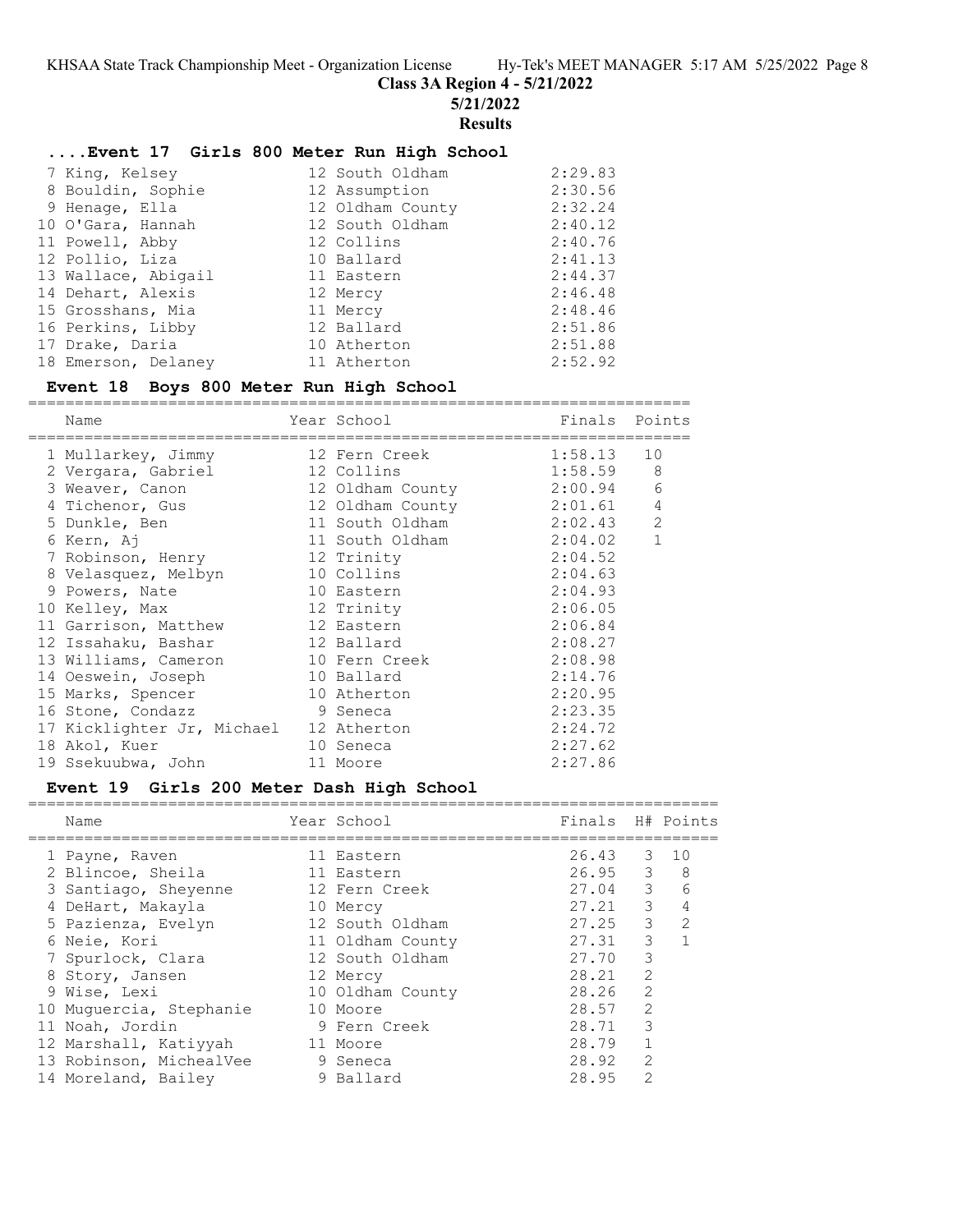## Class 3A Region 4 - 5/21/2022

5/21/2022

**Results**

### ....Event 17 Girls 800 Meter Run High School

| Place | Name | Year | School | Finals |
|---|---|---|---|---|
| 7 | King, Kelsey | 12 | South Oldham | 2:29.83 |
| 8 | Bouldin, Sophie | 12 | Assumption | 2:30.56 |
| 9 | Henage, Ella | 12 | Oldham County | 2:32.24 |
| 10 | O'Gara, Hannah | 12 | South Oldham | 2:40.12 |
| 11 | Powell, Abby | 12 | Collins | 2:40.76 |
| 12 | Pollio, Liza | 10 | Ballard | 2:41.13 |
| 13 | Wallace, Abigail | 11 | Eastern | 2:44.37 |
| 14 | Dehart, Alexis | 12 | Mercy | 2:46.48 |
| 15 | Grosshans, Mia | 11 | Mercy | 2:48.46 |
| 16 | Perkins, Libby | 12 | Ballard | 2:51.86 |
| 17 | Drake, Daria | 10 | Atherton | 2:51.88 |
| 18 | Emerson, Delaney | 11 | Atherton | 2:52.92 |

### Event 18 Boys 800 Meter Run High School

| Place | Name | Year | School | Finals | Points |
|---|---|---|---|---|---|
| 1 | Mullarkey, Jimmy | 12 | Fern Creek | 1:58.13 | 10 |
| 2 | Vergara, Gabriel | 12 | Collins | 1:58.59 | 8 |
| 3 | Weaver, Canon | 12 | Oldham County | 2:00.94 | 6 |
| 4 | Tichenor, Gus | 12 | Oldham County | 2:01.61 | 4 |
| 5 | Dunkle, Ben | 11 | South Oldham | 2:02.43 | 2 |
| 6 | Kern, Aj | 11 | South Oldham | 2:04.02 | 1 |
| 7 | Robinson, Henry | 12 | Trinity | 2:04.52 | |
| 8 | Velasquez, Melbyn | 10 | Collins | 2:04.63 | |
| 9 | Powers, Nate | 10 | Eastern | 2:04.93 | |
| 10 | Kelley, Max | 12 | Trinity | 2:06.05 | |
| 11 | Garrison, Matthew | 12 | Eastern | 2:06.84 | |
| 12 | Issahaku, Bashar | 12 | Ballard | 2:08.27 | |
| 13 | Williams, Cameron | 10 | Fern Creek | 2:08.98 | |
| 14 | Oeswein, Joseph | 10 | Ballard | 2:14.76 | |
| 15 | Marks, Spencer | 10 | Atherton | 2:20.95 | |
| 16 | Stone, Condazz | 9 | Seneca | 2:23.35 | |
| 17 | Kicklighter Jr, Michael | 12 | Atherton | 2:24.72 | |
| 18 | Akol, Kuer | 10 | Seneca | 2:27.62 | |
| 19 | Ssekuubwa, John | 11 | Moore | 2:27.86 | |

### Event 19 Girls 200 Meter Dash High School

| Place | Name | Year | School | Finals | H# | Points |
|---|---|---|---|---|---|---|
| 1 | Payne, Raven | 11 | Eastern | 26.43 | 3 | 10 |
| 2 | Blincoe, Sheila | 11 | Eastern | 26.95 | 3 | 8 |
| 3 | Santiago, Sheyenne | 12 | Fern Creek | 27.04 | 3 | 6 |
| 4 | DeHart, Makayla | 10 | Mercy | 27.21 | 3 | 4 |
| 5 | Pazienza, Evelyn | 12 | South Oldham | 27.25 | 3 | 2 |
| 6 | Neie, Kori | 11 | Oldham County | 27.31 | 3 | 1 |
| 7 | Spurlock, Clara | 12 | South Oldham | 27.70 | 3 | |
| 8 | Story, Jansen | 12 | Mercy | 28.21 | 2 | |
| 9 | Wise, Lexi | 10 | Oldham County | 28.26 | 2 | |
| 10 | Muguercia, Stephanie | 10 | Moore | 28.57 | 2 | |
| 11 | Noah, Jordin | 9 | Fern Creek | 28.71 | 3 | |
| 12 | Marshall, Katiyyah | 11 | Moore | 28.79 | 1 | |
| 13 | Robinson, MichealVee | 9 | Seneca | 28.92 | 2 | |
| 14 | Moreland, Bailey | 9 | Ballard | 28.95 | 2 | |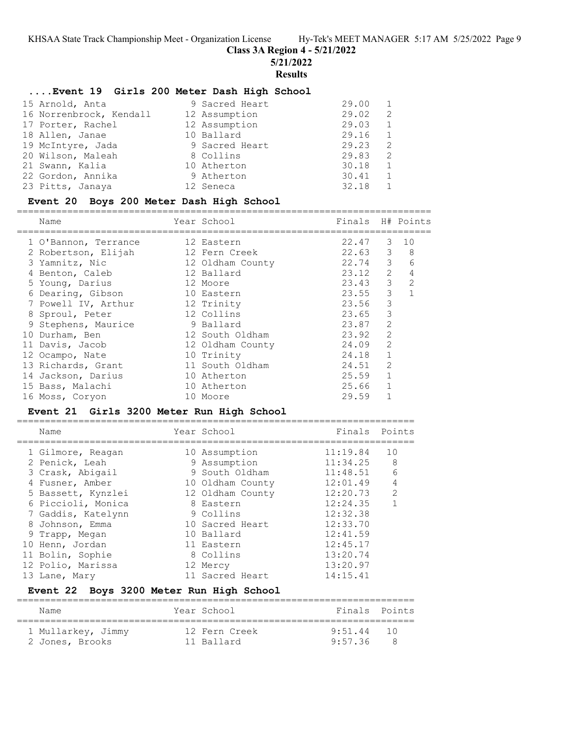### ....Event 19 Girls 200 Meter Dash High School

| Name | Year | School | Finals | H# | Points |
|---|---|---|---|---|---|
| 15 Arnold, Anta | 9 | Sacred Heart | 29.00 | 1 | |
| 16 Norrenbrock, Kendall | 12 | Assumption | 29.02 | 2 | |
| 17 Porter, Rachel | 12 | Assumption | 29.03 | 1 | |
| 18 Allen, Janae | 10 | Ballard | 29.16 | 1 | |
| 19 McIntyre, Jada | 9 | Sacred Heart | 29.23 | 2 | |
| 20 Wilson, Maleah | 8 | Collins | 29.83 | 2 | |
| 21 Swann, Kalia | 10 | Atherton | 30.18 | 1 | |
| 22 Gordon, Annika | 9 | Atherton | 30.41 | 1 | |
| 23 Pitts, Janaya | 12 | Seneca | 32.18 | 1 | |

### Event 20 Boys 200 Meter Dash High School

| Name | Year | School | Finals | H# | Points |
|---|---|---|---|---|---|
| 1 O'Bannon, Terrance | 12 | Eastern | 22.47 | 3 | 10 |
| 2 Robertson, Elijah | 12 | Fern Creek | 22.63 | 3 | 8 |
| 3 Yamnitz, Nic | 12 | Oldham County | 22.74 | 3 | 6 |
| 4 Benton, Caleb | 12 | Ballard | 23.12 | 2 | 4 |
| 5 Young, Darius | 12 | Moore | 23.43 | 3 | 2 |
| 6 Dearing, Gibson | 10 | Eastern | 23.55 | 3 | 1 |
| 7 Powell IV, Arthur | 12 | Trinity | 23.56 | 3 | |
| 8 Sproul, Peter | 12 | Collins | 23.65 | 3 | |
| 9 Stephens, Maurice | 9 | Ballard | 23.87 | 2 | |
| 10 Durham, Ben | 12 | South Oldham | 23.92 | 2 | |
| 11 Davis, Jacob | 12 | Oldham County | 24.09 | 2 | |
| 12 Ocampo, Nate | 10 | Trinity | 24.18 | 1 | |
| 13 Richards, Grant | 11 | South Oldham | 24.51 | 2 | |
| 14 Jackson, Darius | 10 | Atherton | 25.59 | 1 | |
| 15 Bass, Malachi | 10 | Atherton | 25.66 | 1 | |
| 16 Moss, Coryon | 10 | Moore | 29.59 | 1 | |

### Event 21 Girls 3200 Meter Run High School

| Name | Year | School | Finals | Points |
|---|---|---|---|---|
| 1 Gilmore, Reagan | 10 | Assumption | 11:19.84 | 10 |
| 2 Penick, Leah | 9 | Assumption | 11:34.25 | 8 |
| 3 Crask, Abigail | 9 | South Oldham | 11:48.51 | 6 |
| 4 Fusner, Amber | 10 | Oldham County | 12:01.49 | 4 |
| 5 Bassett, Kynzlei | 12 | Oldham County | 12:20.73 | 2 |
| 6 Piccioli, Monica | 8 | Eastern | 12:24.35 | 1 |
| 7 Gaddis, Katelynn | 9 | Collins | 12:32.38 | |
| 8 Johnson, Emma | 10 | Sacred Heart | 12:33.70 | |
| 9 Trapp, Megan | 10 | Ballard | 12:41.59 | |
| 10 Henn, Jordan | 11 | Eastern | 12:45.17 | |
| 11 Bolin, Sophie | 8 | Collins | 13:20.74 | |
| 12 Polio, Marissa | 12 | Mercy | 13:20.97 | |
| 13 Lane, Mary | 11 | Sacred Heart | 14:15.41 | |

### Event 22 Boys 3200 Meter Run High School

| Name | Year | School | Finals | Points |
|---|---|---|---|---|
| 1 Mullarkey, Jimmy | 12 | Fern Creek | 9:51.44 | 10 |
| 2 Jones, Brooks | 11 | Ballard | 9:57.36 | 8 |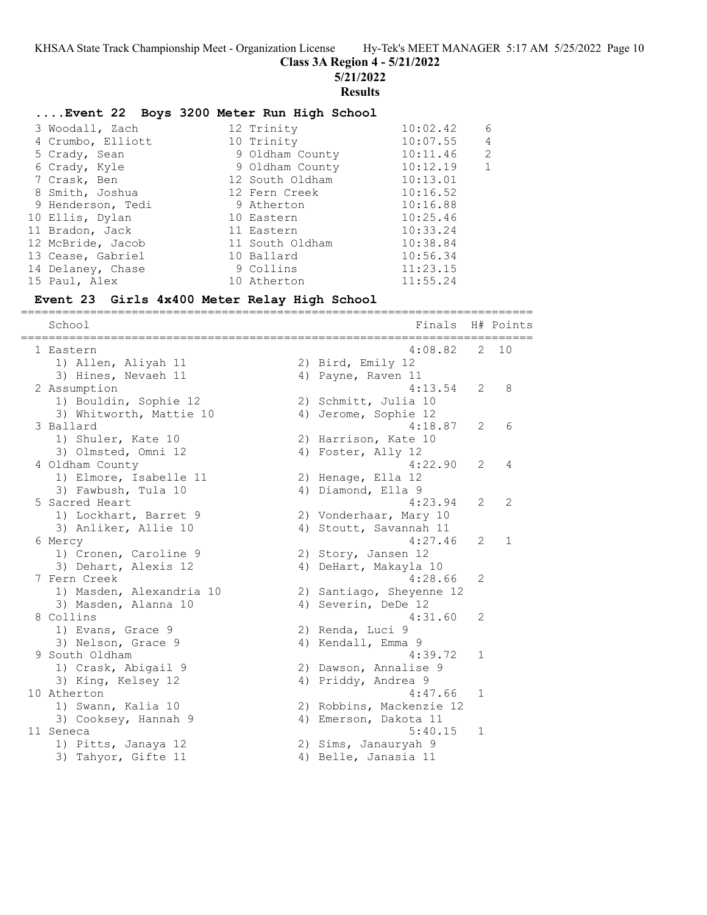# Class 3A Region 4 - 5/21/2022

5/21/2022

**Results**

## ....Event 22 Boys 3200 Meter Run High School

| Place | Name | Year | School | Finals | Points |
|---|---|---|---|---|---|
| 3 | Woodall, Zach | 12 | Trinity | 10:02.42 | 6 |
| 4 | Crumbo, Elliott | 10 | Trinity | 10:07.55 | 4 |
| 5 | Crady, Sean | 9 | Oldham County | 10:11.46 | 2 |
| 6 | Crady, Kyle | 9 | Oldham County | 10:12.19 | 1 |
| 7 | Crask, Ben | 12 | South Oldham | 10:13.01 | |
| 8 | Smith, Joshua | 12 | Fern Creek | 10:16.52 | |
| 9 | Henderson, Tedi | 9 | Atherton | 10:16.88 | |
| 10 | Ellis, Dylan | 10 | Eastern | 10:25.46 | |
| 11 | Bradon, Jack | 11 | Eastern | 10:33.24 | |
| 12 | McBride, Jacob | 11 | South Oldham | 10:38.84 | |
| 13 | Cease, Gabriel | 10 | Ballard | 10:56.34 | |
| 14 | Delaney, Chase | 9 | Collins | 11:23.15 | |
| 15 | Paul, Alex | 10 | Atherton | 11:55.24 | |

## Event 23 Girls 4x400 Meter Relay High School

| Place | School | Finals | H# | Points |
|---|---|---|---|---|
| 1 | Eastern | 4:08.82 | 2 | 10 |
| | 1) Allen, Aliyah 11; 2) Bird, Emily 12; 3) Hines, Nevaeh 11; 4) Payne, Raven 11 | | | |
| 2 | Assumption | 4:13.54 | 2 | 8 |
| | 1) Bouldin, Sophie 12; 2) Schmitt, Julia 10; 3) Whitworth, Mattie 10; 4) Jerome, Sophie 12 | | | |
| 3 | Ballard | 4:18.87 | 2 | 6 |
| | 1) Shuler, Kate 10; 2) Harrison, Kate 10; 3) Olmsted, Omni 12; 4) Foster, Ally 12 | | | |
| 4 | Oldham County | 4:22.90 | 2 | 4 |
| | 1) Elmore, Isabelle 11; 2) Henage, Ella 12; 3) Fawbush, Tula 10; 4) Diamond, Ella 9 | | | |
| 5 | Sacred Heart | 4:23.94 | 2 | 2 |
| | 1) Lockhart, Barret 9; 2) Vonderhaar, Mary 10; 3) Anliker, Allie 10; 4) Stoutt, Savannah 11 | | | |
| 6 | Mercy | 4:27.46 | 2 | 1 |
| | 1) Cronen, Caroline 9; 2) Story, Jansen 12; 3) Dehart, Alexis 12; 4) DeHart, Makayla 10 | | | |
| 7 | Fern Creek | 4:28.66 | 2 | |
| | 1) Masden, Alexandria 10; 2) Santiago, Sheyenne 12; 3) Masden, Alanna 10; 4) Severin, DeDe 12 | | | |
| 8 | Collins | 4:31.60 | 2 | |
| | 1) Evans, Grace 9; 2) Renda, Luci 9; 3) Nelson, Grace 9; 4) Kendall, Emma 9 | | | |
| 9 | South Oldham | 4:39.72 | 1 | |
| | 1) Crask, Abigail 9; 2) Dawson, Annalise 9; 3) King, Kelsey 12; 4) Priddy, Andrea 9 | | | |
| 10 | Atherton | 4:47.66 | 1 | |
| | 1) Swann, Kalia 10; 2) Robbins, Mackenzie 12; 3) Cooksey, Hannah 9; 4) Emerson, Dakota 11 | | | |
| 11 | Seneca | 5:40.15 | 1 | |
| | 1) Pitts, Janaya 12; 2) Sims, Janauryah 9; 3) Tahyor, Gifte 11; 4) Belle, Janasia 11 | | | |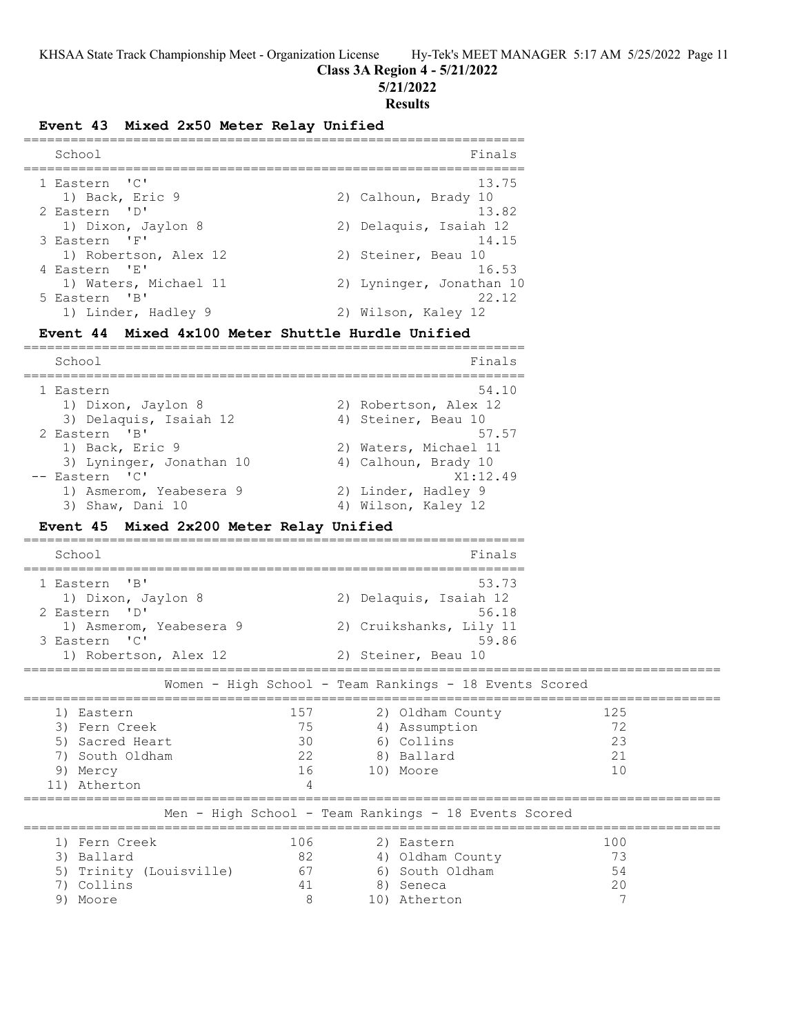KHSAA State Track Championship Meet - Organization License Hy-Tek's MEET MANAGER 5:17 AM 5/25/2022

**Class 3A Region 4 - 5/21/2022**

**5/21/2022**

**Results**

### Event 43 Mixed 2x50 Meter Relay Unified

| Place | School | Finals |
|---|---|---|
| 1 | Eastern 'C' | 13.75 |
| | 1) Back, Eric 9; 2) Calhoun, Brady 10 | |
| 2 | Eastern 'D' | 13.82 |
| | 1) Dixon, Jaylon 8; 2) Delaquis, Isaiah 12 | |
| 3 | Eastern 'F' | 14.15 |
| | 1) Robertson, Alex 12; 2) Steiner, Beau 10 | |
| 4 | Eastern 'E' | 16.53 |
| | 1) Waters, Michael 11; 2) Lyninger, Jonathan 10 | |
| 5 | Eastern 'B' | 22.12 |
| | 1) Linder, Hadley 9; 2) Wilson, Kaley 12 | |

### Event 44 Mixed 4x100 Meter Shuttle Hurdle Unified

| Place | School | Finals |
|---|---|---|
| 1 | Eastern | 54.10 |
| | 1) Dixon, Jaylon 8; 2) Robertson, Alex 12; 3) Delaquis, Isaiah 12; 4) Steiner, Beau 10 | |
| 2 | Eastern 'B' | 57.57 |
| | 1) Back, Eric 9; 2) Waters, Michael 11; 3) Lyninger, Jonathan 10; 4) Calhoun, Brady 10 | |
| -- | Eastern 'C' | X1:12.49 |
| | 1) Asmerom, Yeabesera 9; 2) Linder, Hadley 9; 3) Shaw, Dani 10; 4) Wilson, Kaley 12 | |

### Event 45 Mixed 2x200 Meter Relay Unified

| Place | School | Finals |
|---|---|---|
| 1 | Eastern 'B' | 53.73 |
| | 1) Dixon, Jaylon 8; 2) Delaquis, Isaiah 12 | |
| 2 | Eastern 'D' | 56.18 |
| | 1) Asmerom, Yeabesera 9; 2) Cruikshanks, Lily 11 | |
| 3 | Eastern 'C' | 59.86 |
| | 1) Robertson, Alex 12; 2) Steiner, Beau 10 | |

### Women - High School - Team Rankings - 18 Events Scored

| Rank | Team | Points | Rank | Team | Points |
|---|---|---|---|---|---|
| 1) | Eastern | 157 | 2) | Oldham County | 125 |
| 3) | Fern Creek | 75 | 4) | Assumption | 72 |
| 5) | Sacred Heart | 30 | 6) | Collins | 23 |
| 7) | South Oldham | 22 | 8) | Ballard | 21 |
| 9) | Mercy | 16 | 10) | Moore | 10 |
| 11) | Atherton | 4 | | | |

### Men - High School - Team Rankings - 18 Events Scored

| Rank | Team | Points | Rank | Team | Points |
|---|---|---|---|---|---|
| 1) | Fern Creek | 106 | 2) | Eastern | 100 |
| 3) | Ballard | 82 | 4) | Oldham County | 73 |
| 5) | Trinity (Louisville) | 67 | 6) | South Oldham | 54 |
| 7) | Collins | 41 | 8) | Seneca | 20 |
| 9) | Moore | 8 | 10) | Atherton | 7 |